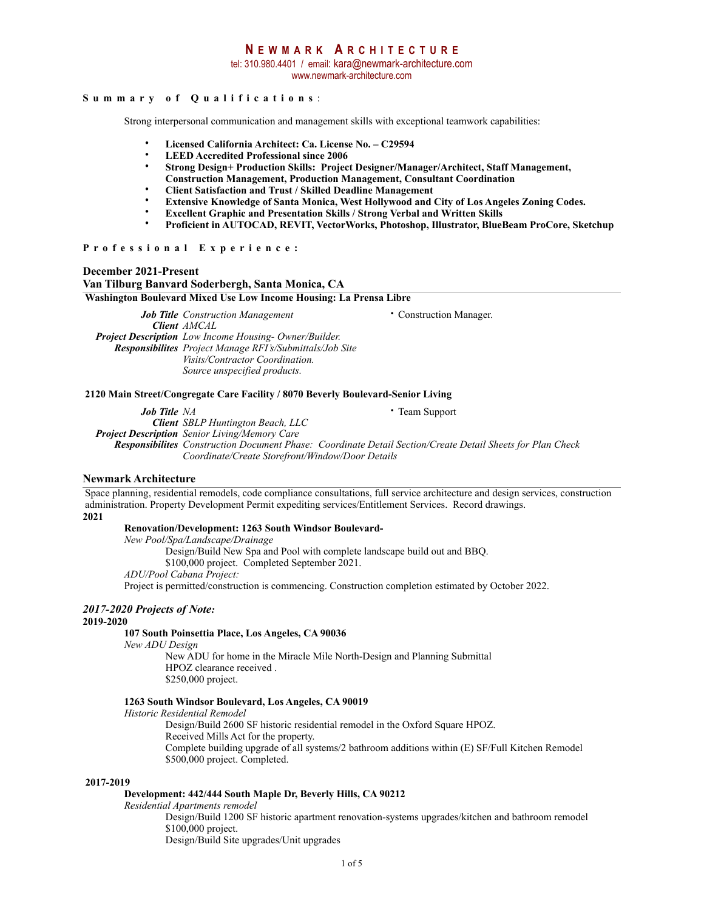# Newmark Architecture

tel: 310.980.4401 / email: kara@newmark-architecture.com
www.newmark-architecture.com

## Summary of Qualifications:

Strong interpersonal communication and management skills with exceptional teamwork capabilities:

- **Licensed California Architect: Ca. License No. – C29594**
- **LEED Accredited Professional since 2006**
- **Strong Design+ Production Skills: Project Designer/Manager/Architect, Staff Management, Construction Management, Production Management, Consultant Coordination**
- **Client Satisfaction and Trust / Skilled Deadline Management**
- **Extensive Knowledge of Santa Monica, West Hollywood and City of Los Angeles Zoning Codes.**
- **Excellent Graphic and Presentation Skills / Strong Verbal and Written Skills**
- **Proficient in AUTOCAD, REVIT, VectorWorks, Photoshop, Illustrator, BlueBeam ProCore, Sketchup**

## Professional Experience:

### December 2021-Present
### Van Tilburg Banvard Soderbergh, Santa Monica, CA

**Washington Boulevard Mixed Use Low Income Housing: La Prensa Libre**

***Job Title*** *Construction Management*
***Client*** *AMCAL*
***Project Description*** *Low Income Housing- Owner/Builder.*
***Responsibilites*** *Project Manage RFI's/Submittals/Job Site Visits/Contractor Coordination. Source unspecified products.*

- Construction Manager.

**2120 Main Street/Congregate Care Facility / 8070 Beverly Boulevard-Senior Living**

***Job Title*** *NA*
***Client*** *SBLP Huntington Beach, LLC*
***Project Description*** *Senior Living/Memory Care*
***Responsibilites*** *Construction Document Phase: Coordinate Detail Section/Create Detail Sheets for Plan Check Coordinate/Create Storefront/Window/Door Details*

- Team Support

### Newmark Architecture

Space planning, residential remodels, code compliance consultations, full service architecture and design services, construction administration. Property Development Permit expediting services/Entitlement Services. Record drawings.

**2021**

**Renovation/Development: 1263 South Windsor Boulevard-**

*New Pool/Spa/Landscape/Drainage*

Design/Build New Spa and Pool with complete landscape build out and BBQ.
$100,000 project. Completed September 2021.

*ADU/Pool Cabana Project:*

Project is permitted/construction is commencing. Construction completion estimated by October 2022.

### *2017-2020 Projects of Note:*

**2019-2020**

**107 South Poinsettia Place, Los Angeles, CA 90036**

*New ADU Design*

New ADU for home in the Miracle Mile North-Design and Planning Submittal
HPOZ clearance received .
$250,000 project.

**1263 South Windsor Boulevard, Los Angeles, CA 90019**

*Historic Residential Remodel*

Design/Build 2600 SF historic residential remodel in the Oxford Square HPOZ.
Received Mills Act for the property.
Complete building upgrade of all systems/2 bathroom additions within (E) SF/Full Kitchen Remodel
$500,000 project. Completed.

**2017-2019**

**Development: 442/444 South Maple Dr, Beverly Hills, CA 90212**

*Residential Apartments remodel*

Design/Build 1200 SF historic apartment renovation-systems upgrades/kitchen and bathroom remodel
$100,000 project.
Design/Build Site upgrades/Unit upgrades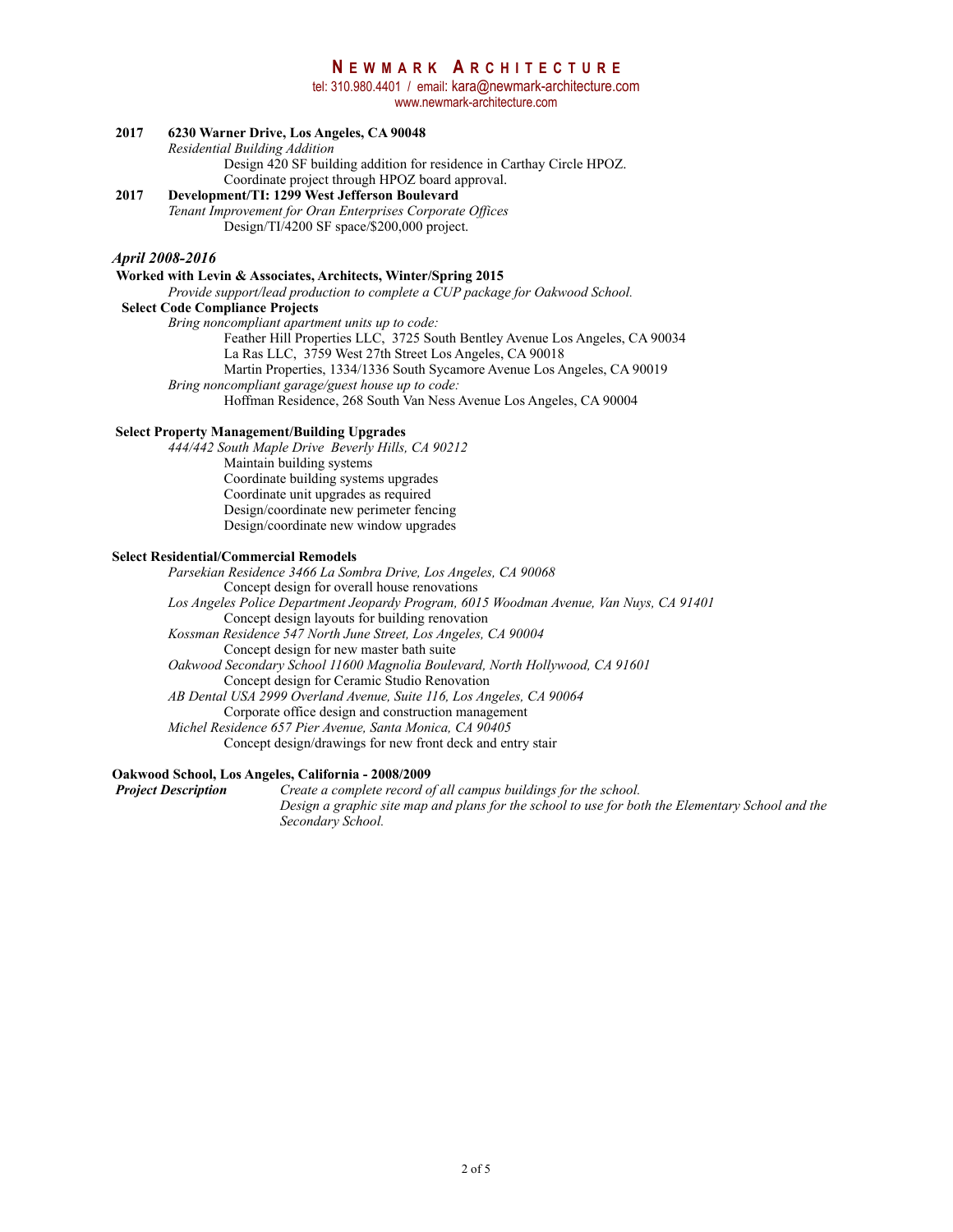**NEWMARK ARCHITECTURE**
tel: 310.980.4401 / email: kara@newmark-architecture.com
www.newmark-architecture.com

**2017 6230 Warner Drive, Los Angeles, CA 90048**

*Residential Building Addition*

Design 420 SF building addition for residence in Carthay Circle HPOZ.
Coordinate project through HPOZ board approval.

**2017 Development/TI: 1299 West Jefferson Boulevard**

*Tenant Improvement for Oran Enterprises Corporate Offices*

Design/TI/4200 SF space/$200,000 project.

***April 2008-2016***

**Worked with Levin & Associates, Architects, Winter/Spring 2015**

*Provide support/lead production to complete a CUP package for Oakwood School.*

**Select Code Compliance Projects**

*Bring noncompliant apartment units up to code:*

Feather Hill Properties LLC, 3725 South Bentley Avenue Los Angeles, CA 90034
La Ras LLC, 3759 West 27th Street Los Angeles, CA 90018
Martin Properties, 1334/1336 South Sycamore Avenue Los Angeles, CA 90019

*Bring noncompliant garage/guest house up to code:*

Hoffman Residence, 268 South Van Ness Avenue Los Angeles, CA 90004

**Select Property Management/Building Upgrades**

*444/442 South Maple Drive Beverly Hills, CA 90212*

Maintain building systems
Coordinate building systems upgrades
Coordinate unit upgrades as required
Design/coordinate new perimeter fencing
Design/coordinate new window upgrades

**Select Residential/Commercial Remodels**

*Parsekian Residence 3466 La Sombra Drive, Los Angeles, CA 90068*

Concept design for overall house renovations

*Los Angeles Police Department Jeopardy Program, 6015 Woodman Avenue, Van Nuys, CA 91401*

Concept design layouts for building renovation

*Kossman Residence 547 North June Street, Los Angeles, CA 90004*

Concept design for new master bath suite

*Oakwood Secondary School 11600 Magnolia Boulevard, North Hollywood, CA 91601*

Concept design for Ceramic Studio Renovation

*AB Dental USA 2999 Overland Avenue, Suite 116, Los Angeles, CA 90064*

Corporate office design and construction management

*Michel Residence 657 Pier Avenue, Santa Monica, CA 90405*

Concept design/drawings for new front deck and entry stair

**Oakwood School, Los Angeles, California - 2008/2009**

***Project Description*** *Create a complete record of all campus buildings for the school.*
*Design a graphic site map and plans for the school to use for both the Elementary School and the Secondary School.*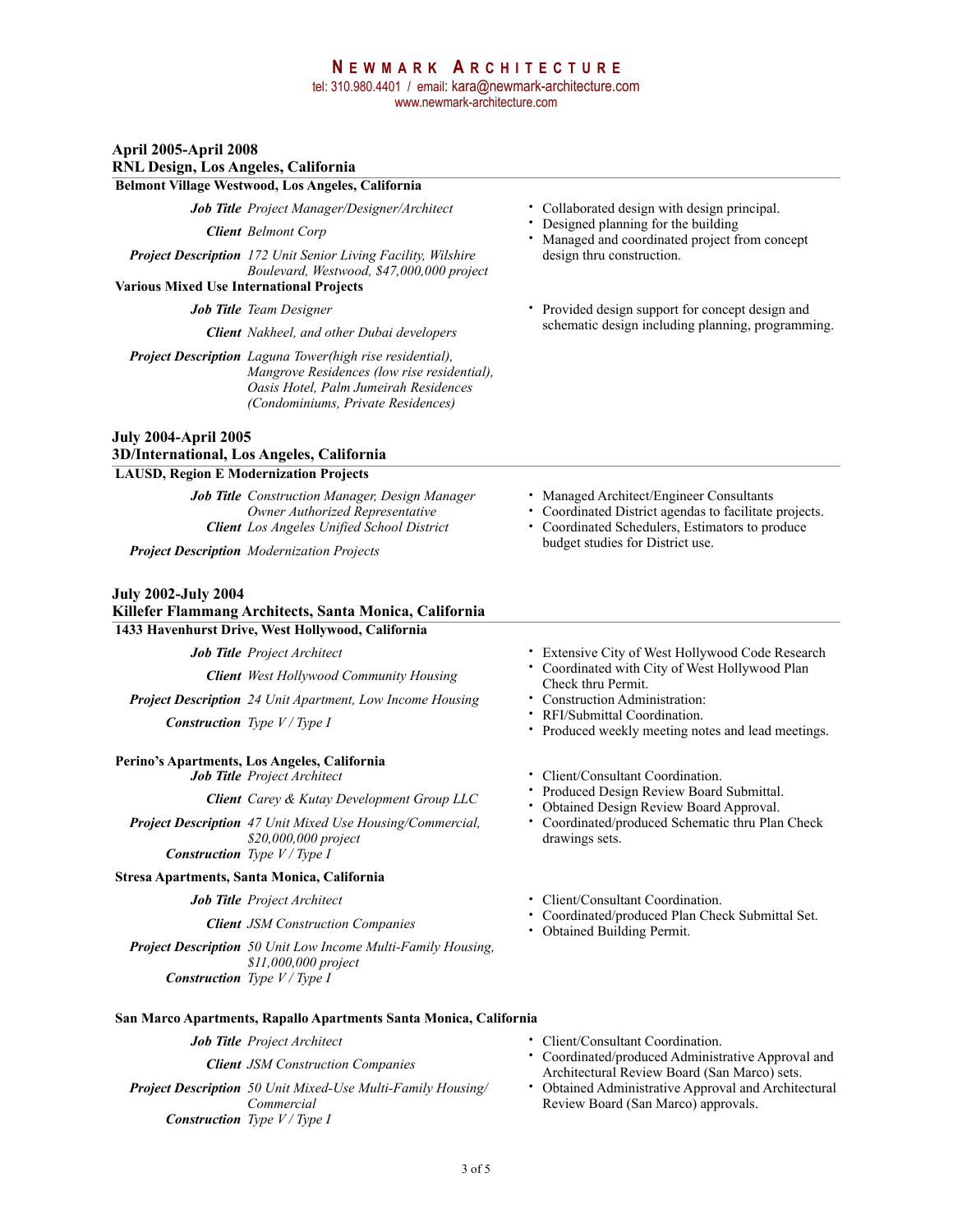**April 2005-April 2008**
**RNL Design, Los Angeles, California**

**Belmont Village Westwood, Los Angeles, California**

***Job Title*** *Project Manager/Designer/Architect*

***Client*** *Belmont Corp*

***Project Description*** *172 Unit Senior Living Facility, Wilshire Boulevard, Westwood, $47,000,000 project*

- Collaborated design with design principal.
- Designed planning for the building
- Managed and coordinated project from concept design thru construction.

**Various Mixed Use International Projects**

***Job Title*** *Team Designer*

***Client*** *Nakheel, and other Dubai developers*

***Project Description*** *Laguna Tower(high rise residential), Mangrove Residences (low rise residential), Oasis Hotel, Palm Jumeirah Residences (Condominiums, Private Residences)*

- Provided design support for concept design and schematic design including planning, programming.

**July 2004-April 2005**
**3D/International, Los Angeles, California**

**LAUSD, Region E Modernization Projects**

***Job Title*** *Construction Manager, Design Manager Owner Authorized Representative*

***Client*** *Los Angeles Unified School District*

***Project Description*** *Modernization Projects*

- Managed Architect/Engineer Consultants
- Coordinated District agendas to facilitate projects.
- Coordinated Schedulers, Estimators to produce budget studies for District use.

**July 2002-July 2004**
**Killefer Flammang Architects, Santa Monica, California**

**1433 Havenhurst Drive, West Hollywood, California**

***Job Title*** *Project Architect*

***Client*** *West Hollywood Community Housing*

***Project Description*** *24 Unit Apartment, Low Income Housing*

***Construction*** *Type V / Type I*

- Extensive City of West Hollywood Code Research
- Coordinated with City of West Hollywood Plan Check thru Permit.
- Construction Administration:
- RFI/Submittal Coordination.
- Produced weekly meeting notes and lead meetings.

**Perino's Apartments, Los Angeles, California**

***Job Title*** *Project Architect*

***Client*** *Carey & Kutay Development Group LLC*

***Project Description*** *47 Unit Mixed Use Housing/Commercial, $20,000,000 project*

***Construction*** *Type V / Type I*

- Client/Consultant Coordination.
- Produced Design Review Board Submittal.
- Obtained Design Review Board Approval.
- Coordinated/produced Schematic thru Plan Check drawings sets.

**Stresa Apartments, Santa Monica, California**

***Job Title*** *Project Architect*

***Client*** *JSM Construction Companies*

***Project Description*** *50 Unit Low Income Multi-Family Housing, $11,000,000 project*

***Construction*** *Type V / Type I*

- Client/Consultant Coordination.
- Coordinated/produced Plan Check Submittal Set.
- Obtained Building Permit.

**San Marco Apartments, Rapallo Apartments Santa Monica, California**

***Job Title*** *Project Architect*

***Client*** *JSM Construction Companies*

***Project Description*** *50 Unit Mixed-Use Multi-Family Housing/ Commercial*

***Construction*** *Type V / Type I*

- Client/Consultant Coordination.
- Coordinated/produced Administrative Approval and Architectural Review Board (San Marco) sets.
- Obtained Administrative Approval and Architectural Review Board (San Marco) approvals.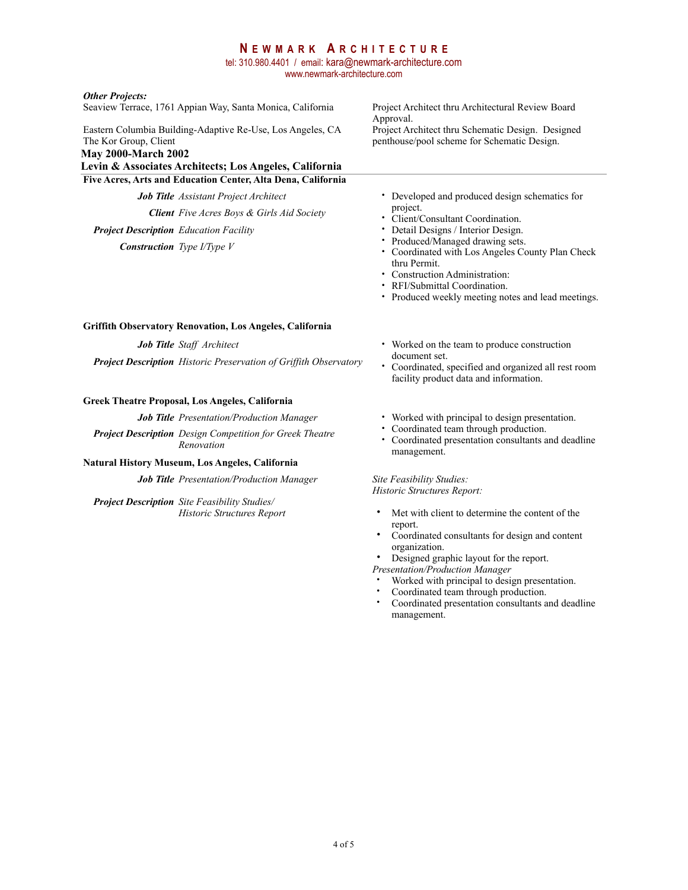***Other Projects:***

Seaview Terrace, 1761 Appian Way, Santa Monica, California — Project Architect thru Architectural Review Board Approval.

Eastern Columbia Building-Adaptive Re-Use, Los Angeles, CA
The Kor Group, Client — Project Architect thru Schematic Design. Designed penthouse/pool scheme for Schematic Design.

**May 2000-March 2002**

**Levin & Associates Architects; Los Angeles, California**

**Five Acres, Arts and Education Center, Alta Dena, California**

***Job Title*** *Assistant Project Architect*

***Client*** *Five Acres Boys & Girls Aid Society*

***Project Description*** *Education Facility*

***Construction*** *Type I/Type V*

- Developed and produced design schematics for project.
- Client/Consultant Coordination.
- Detail Designs / Interior Design.
- Produced/Managed drawing sets.
- Coordinated with Los Angeles County Plan Check thru Permit.
- Construction Administration:
- RFI/Submittal Coordination.
- Produced weekly meeting notes and lead meetings.

**Griffith Observatory Renovation, Los Angeles, California**

***Job Title*** *Staff Architect*

***Project Description*** *Historic Preservation of Griffith Observatory*

- Worked on the team to produce construction document set.
- Coordinated, specified and organized all rest room facility product data and information.

**Greek Theatre Proposal, Los Angeles, California**

***Job Title*** *Presentation/Production Manager*

***Project Description*** *Design Competition for Greek Theatre Renovation*

- Worked with principal to design presentation.
- Coordinated team through production.
- Coordinated presentation consultants and deadline management.

**Natural History Museum, Los Angeles, California**

***Job Title*** *Presentation/Production Manager*

***Project Description*** *Site Feasibility Studies/ Historic Structures Report*

*Site Feasibility Studies:*
*Historic Structures Report:*

- Met with client to determine the content of the report.
- Coordinated consultants for design and content organization.
- Designed graphic layout for the report.

*Presentation/Production Manager*

- Worked with principal to design presentation.
- Coordinated team through production.
- Coordinated presentation consultants and deadline management.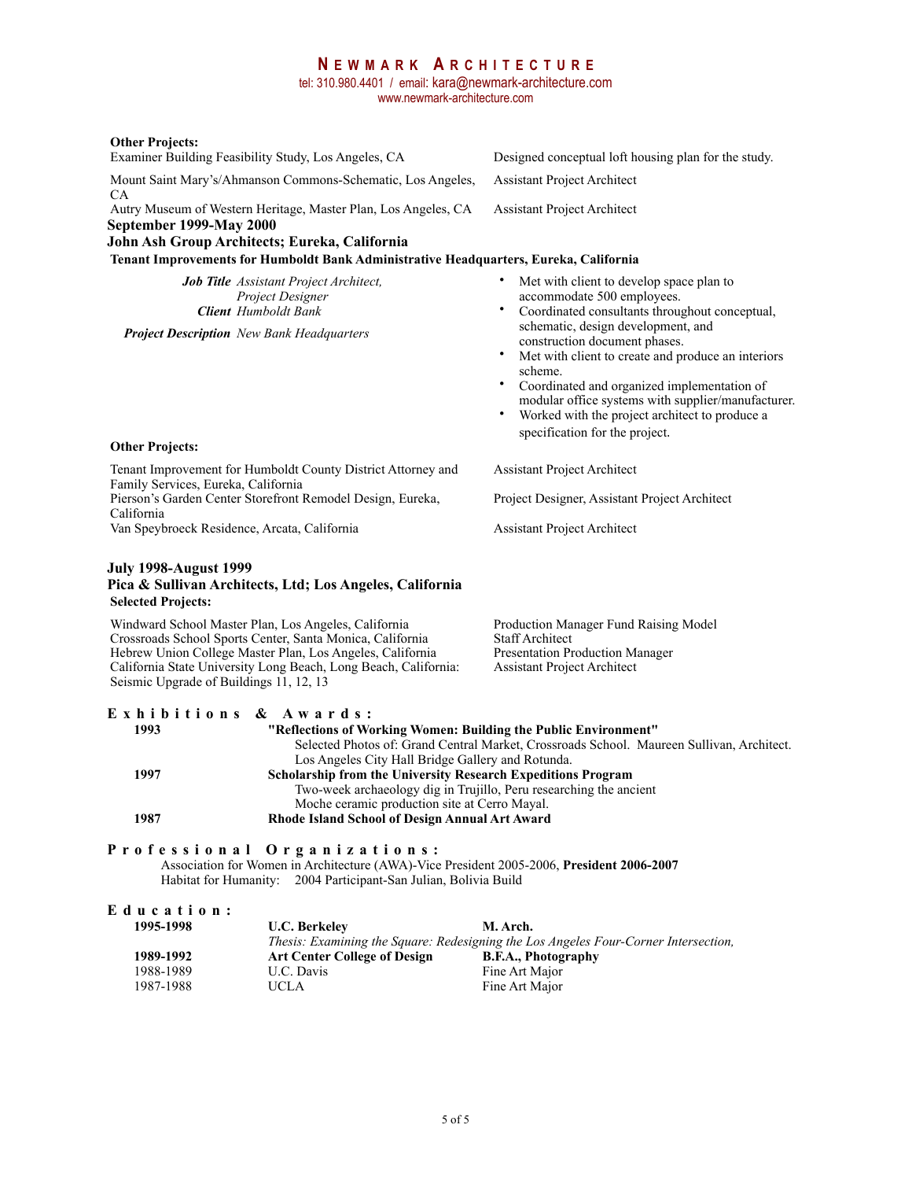**Other Projects:**

| | |
|---|---|
| Examiner Building Feasibility Study, Los Angeles, CA | Designed conceptual loft housing plan for the study. |
| Mount Saint Mary's/Ahmanson Commons-Schematic, Los Angeles, CA | Assistant Project Architect |
| Autry Museum of Western Heritage, Master Plan, Los Angeles, CA | Assistant Project Architect |

**September 1999-May 2000**

**John Ash Group Architects; Eureka, California**

**Tenant Improvements for Humboldt Bank Administrative Headquarters, Eureka, California**

***Job Title*** *Assistant Project Architect, Project Designer*

***Client*** *Humboldt Bank*

***Project Description*** *New Bank Headquarters*

- Met with client to develop space plan to accommodate 500 employees.
- Coordinated consultants throughout conceptual, schematic, design development, and construction document phases.
- Met with client to create and produce an interiors scheme.
- Coordinated and organized implementation of modular office systems with supplier/manufacturer.
- Worked with the project architect to produce a specification for the project.

**Other Projects:**

| | |
|---|---|
| Tenant Improvement for Humboldt County District Attorney and Family Services, Eureka, California | Assistant Project Architect |
| Pierson's Garden Center Storefront Remodel Design, Eureka, California | Project Designer, Assistant Project Architect |
| Van Speybroeck Residence, Arcata, California | Assistant Project Architect |

**July 1998-August 1999**

**Pica & Sullivan Architects, Ltd; Los Angeles, California**

**Selected Projects:**

| | |
|---|---|
| Windward School Master Plan, Los Angeles, California | Production Manager Fund Raising Model |
| Crossroads School Sports Center, Santa Monica, California | Staff Architect |
| Hebrew Union College Master Plan, Los Angeles, California | Presentation Production Manager |
| California State University Long Beach, Long Beach, California: Seismic Upgrade of Buildings 11, 12, 13 | Assistant Project Architect |

## Exhibitions & Awards:

**1993** — **"Reflections of Working Women: Building the Public Environment"**
Selected Photos of: Grand Central Market, Crossroads School. Maureen Sullivan, Architect.
Los Angeles City Hall Bridge Gallery and Rotunda.

**1997** — **Scholarship from the University Research Expeditions Program**
Two-week archaeology dig in Trujillo, Peru researching the ancient Moche ceramic production site at Cerro Mayal.

**1987** — **Rhode Island School of Design Annual Art Award**

## Professional Organizations:

Association for Women in Architecture (AWA)-Vice President 2005-2006, **President 2006-2007**

Habitat for Humanity: 2004 Participant-San Julian, Bolivia Build

## Education:

| | | |
|---|---|---|
| **1995-1998** | **U.C. Berkeley** | **M. Arch.** |
| | *Thesis: Examining the Square: Redesigning the Los Angeles Four-Corner Intersection,* | |
| **1989-1992** | **Art Center College of Design** | **B.F.A., Photography** |
| 1988-1989 | U.C. Davis | Fine Art Major |
| 1987-1988 | UCLA | Fine Art Major |